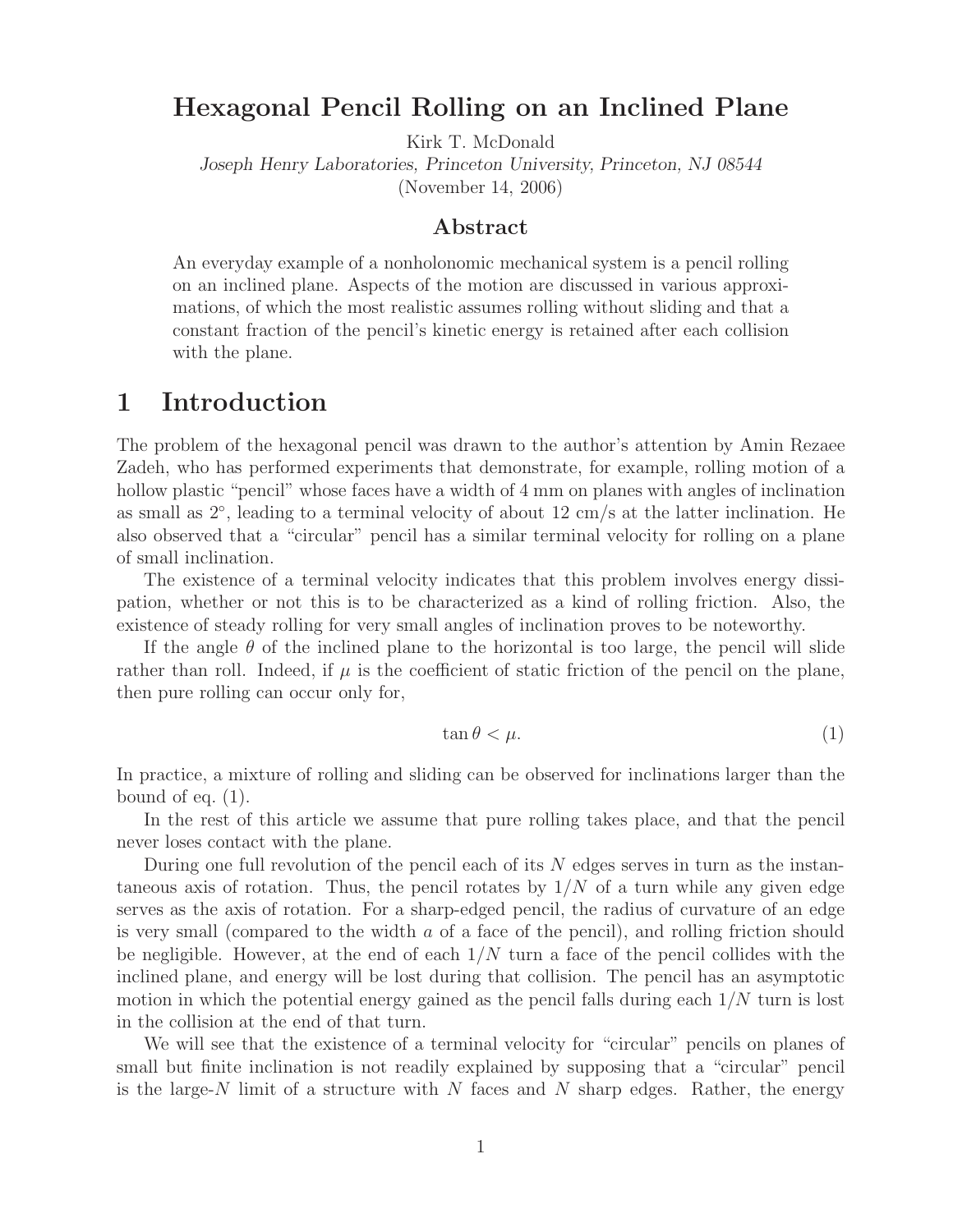# Hexagonal Pencil Rolling on an Inclined Plane

Kirk T. McDonald

*Joseph Henry Laboratories, Princeton University, Princeton, NJ 08544*

(November 14, 2006)

## Abstract

An everyday example of a nonholonomic mechanical system is a pencil rolling on an inclined plane. Aspects of the motion are discussed in various approximations, of which the most realistic assumes rolling without sliding and that a constant fraction of the pencil's kinetic energy is retained after each collision with the plane.

## 1 Introduction

The problem of the hexagonal pencil was drawn to the author's attention by Amin Rezaee Zadeh, who has performed experiments that demonstrate, for example, rolling motion of a hollow plastic "pencil" whose faces have a width of 4 mm on planes with angles of inclination as small as $2^\circ$, leading to a terminal velocity of about 12 cm/s at the latter inclination. He also observed that a "circular" pencil has a similar terminal velocity for rolling on a plane of small inclination.

The existence of a terminal velocity indicates that this problem involves energy dissipation, whether or not this is to be characterized as a kind of rolling friction. Also, the existence of steady rolling for very small angles of inclination proves to be noteworthy.

If the angle $\theta$ of the inclined plane to the horizontal is too large, the pencil will slide rather than roll. Indeed, if $\mu$ is the coefficient of static friction of the pencil on the plane, then pure rolling can occur only for,

$$\tan\theta < \mu. \tag{1}$$

In practice, a mixture of rolling and sliding can be observed for inclinations larger than the bound of eq. (1).

In the rest of this article we assume that pure rolling takes place, and that the pencil never loses contact with the plane.

During one full revolution of the pencil each of its $N$ edges serves in turn as the instantaneous axis of rotation. Thus, the pencil rotates by $1/N$ of a turn while any given edge serves as the axis of rotation. For a sharp-edged pencil, the radius of curvature of an edge is very small (compared to the width $a$ of a face of the pencil), and rolling friction should be negligible. However, at the end of each $1/N$ turn a face of the pencil collides with the inclined plane, and energy will be lost during that collision. The pencil has an asymptotic motion in which the potential energy gained as the pencil falls during each $1/N$ turn is lost in the collision at the end of that turn.

We will see that the existence of a terminal velocity for "circular" pencils on planes of small but finite inclination is not readily explained by supposing that a "circular" pencil is the large-$N$ limit of a structure with $N$ faces and $N$ sharp edges. Rather, the energy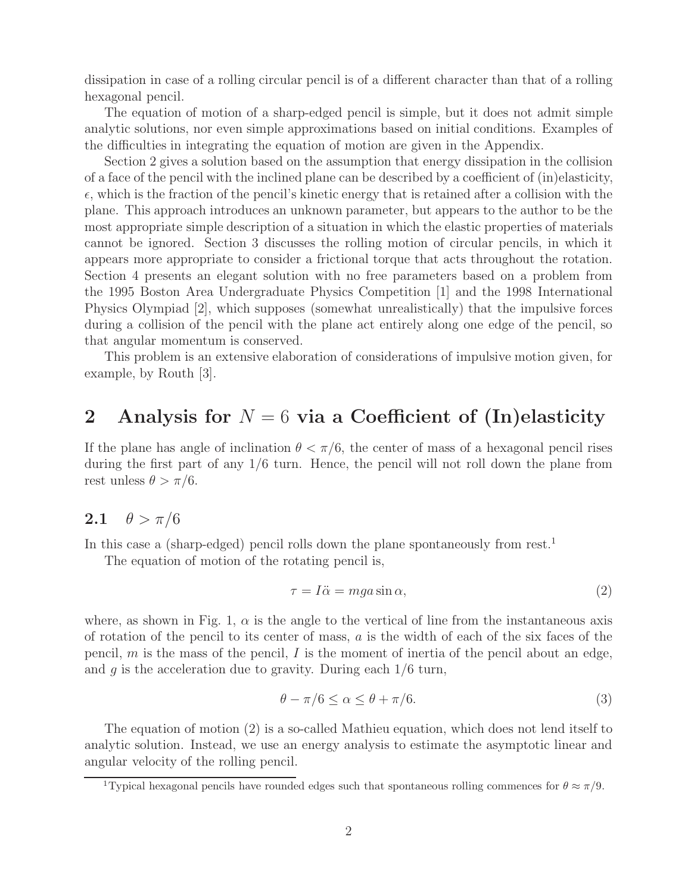dissipation in case of a rolling circular pencil is of a different character than that of a rolling hexagonal pencil.

The equation of motion of a sharp-edged pencil is simple, but it does not admit simple analytic solutions, nor even simple approximations based on initial conditions. Examples of the difficulties in integrating the equation of motion are given in the Appendix.

Section 2 gives a solution based on the assumption that energy dissipation in the collision of a face of the pencil with the inclined plane can be described by a coefficient of (in)elasticity, $\epsilon$, which is the fraction of the pencil's kinetic energy that is retained after a collision with the plane. This approach introduces an unknown parameter, but appears to the author to be the most appropriate simple description of a situation in which the elastic properties of materials cannot be ignored. Section 3 discusses the rolling motion of circular pencils, in which it appears more appropriate to consider a frictional torque that acts throughout the rotation. Section 4 presents an elegant solution with no free parameters based on a problem from the 1995 Boston Area Undergraduate Physics Competition [1] and the 1998 International Physics Olympiad [2], which supposes (somewhat unrealistically) that the impulsive forces during a collision of the pencil with the plane act entirely along one edge of the pencil, so that angular momentum is conserved.

This problem is an extensive elaboration of considerations of impulsive motion given, for example, by Routh [3].

## 2 Analysis for $N = 6$ via a Coefficient of (In)elasticity

If the plane has angle of inclination $\theta < \pi/6$, the center of mass of a hexagonal pencil rises during the first part of any 1/6 turn. Hence, the pencil will not roll down the plane from rest unless $\theta > \pi/6$.

### 2.1 $\theta > \pi/6$

In this case a (sharp-edged) pencil rolls down the plane spontaneously from rest.[1]

The equation of motion of the rotating pencil is,

$$\tau = I\ddot{\alpha} = mga \sin \alpha, \tag{2}$$

where, as shown in Fig. 1, $\alpha$ is the angle to the vertical of line from the instantaneous axis of rotation of the pencil to its center of mass, $a$ is the width of each of the six faces of the pencil, $m$ is the mass of the pencil, $I$ is the moment of inertia of the pencil about an edge, and $g$ is the acceleration due to gravity. During each 1/6 turn,

$$\theta - \pi/6 \leq \alpha \leq \theta + \pi/6. \tag{3}$$

The equation of motion (2) is a so-called Mathieu equation, which does not lend itself to analytic solution. Instead, we use an energy analysis to estimate the asymptotic linear and angular velocity of the rolling pencil.

[1] Typical hexagonal pencils have rounded edges such that spontaneous rolling commences for $\theta \approx \pi/9$.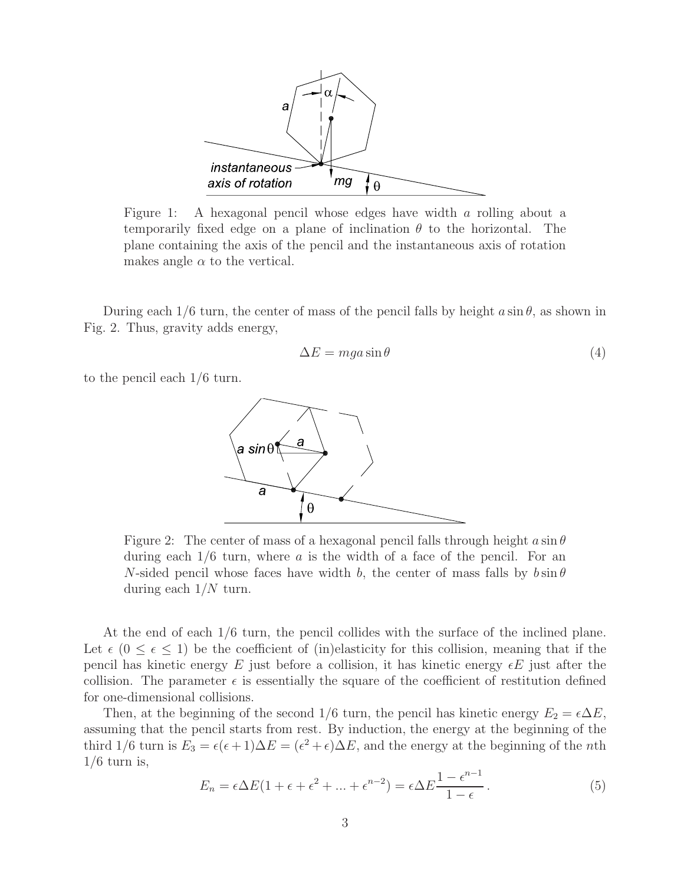Figure 1: A hexagonal pencil whose edges have width $a$ rolling about a temporarily fixed edge on a plane of inclination $\theta$ to the horizontal. The plane containing the axis of the pencil and the instantaneous axis of rotation makes angle $\alpha$ to the vertical.

During each 1/6 turn, the center of mass of the pencil falls by height $a \sin\theta$, as shown in Fig. 2. Thus, gravity adds energy,

$$\Delta E = mga \sin\theta \tag{4}$$

to the pencil each 1/6 turn.

Figure 2: The center of mass of a hexagonal pencil falls through height $a \sin\theta$ during each 1/6 turn, where $a$ is the width of a face of the pencil. For an $N$-sided pencil whose faces have width $b$, the center of mass falls by $b \sin\theta$ during each $1/N$ turn.

At the end of each 1/6 turn, the pencil collides with the surface of the inclined plane. Let $\epsilon$ $(0 \le \epsilon \le 1)$ be the coefficient of (in)elasticity for this collision, meaning that if the pencil has kinetic energy $E$ just before a collision, it has kinetic energy $\epsilon E$ just after the collision. The parameter $\epsilon$ is essentially the square of the coefficient of restitution defined for one-dimensional collisions.

Then, at the beginning of the second 1/6 turn, the pencil has kinetic energy $E_2 = \epsilon \Delta E$, assuming that the pencil starts from rest. By induction, the energy at the beginning of the third 1/6 turn is $E_3 = \epsilon(\epsilon + 1)\Delta E = (\epsilon^2 + \epsilon)\Delta E$, and the energy at the beginning of the $n$th 1/6 turn is,

$$E_n = \epsilon \Delta E(1 + \epsilon + \epsilon^2 + ... + \epsilon^{n-2}) = \epsilon \Delta E \frac{1 - \epsilon^{n-1}}{1 - \epsilon} \, . \tag{5}$$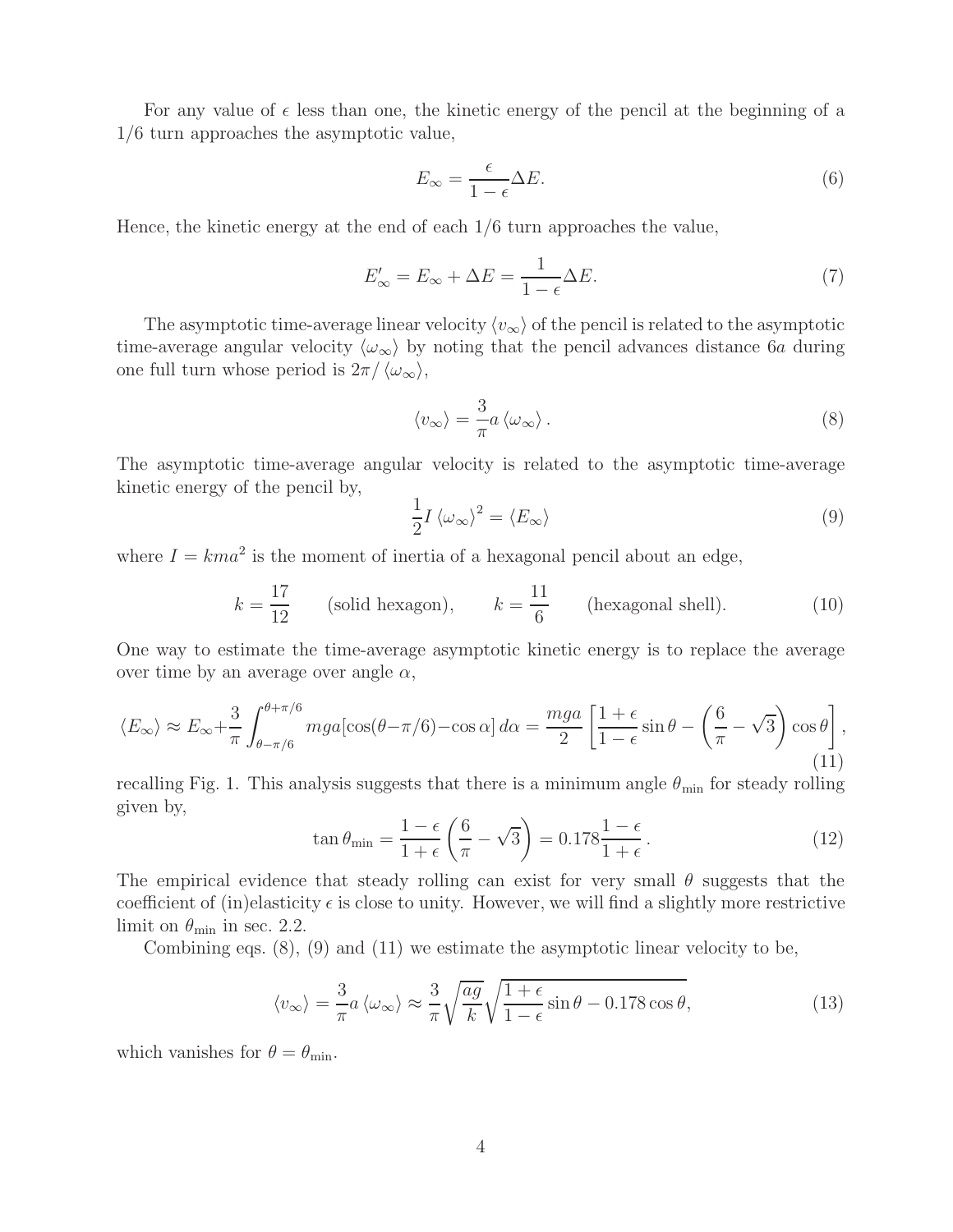For any value of $\epsilon$ less than one, the kinetic energy of the pencil at the beginning of a 1/6 turn approaches the asymptotic value,

$$E_\infty = \frac{\epsilon}{1-\epsilon}\Delta E. \tag{6}$$

Hence, the kinetic energy at the end of each 1/6 turn approaches the value,

$$E'_\infty = E_\infty + \Delta E = \frac{1}{1-\epsilon}\Delta E. \tag{7}$$

The asymptotic time-average linear velocity $\langle v_\infty \rangle$ of the pencil is related to the asymptotic time-average angular velocity $\langle \omega_\infty \rangle$ by noting that the pencil advances distance $6a$ during one full turn whose period is $2\pi / \langle \omega_\infty \rangle$,

$$\langle v_\infty \rangle = \frac{3}{\pi} a \langle \omega_\infty \rangle . \tag{8}$$

The asymptotic time-average angular velocity is related to the asymptotic time-average kinetic energy of the pencil by,

$$\frac{1}{2} I \langle \omega_\infty \rangle^2 = \langle E_\infty \rangle \tag{9}$$

where $I = kma^2$ is the moment of inertia of a hexagonal pencil about an edge,

$$k = \frac{17}{12} \qquad \text{(solid hexagon)}, \qquad k = \frac{11}{6} \qquad \text{(hexagonal shell)}. \tag{10}$$

One way to estimate the time-average asymptotic kinetic energy is to replace the average over time by an average over angle $\alpha$,

$$\langle E_\infty \rangle \approx E_\infty + \frac{3}{\pi} \int_{\theta-\pi/6}^{\theta+\pi/6} mga[\cos(\theta - \pi/6) - \cos\alpha]\, d\alpha = \frac{mga}{2} \left[ \frac{1+\epsilon}{1-\epsilon} \sin\theta - \left( \frac{6}{\pi} - \sqrt{3} \right) \cos\theta \right], \tag{11}$$

recalling Fig. 1. This analysis suggests that there is a minimum angle $\theta_{\rm min}$ for steady rolling given by,

$$\tan\theta_{\rm min} = \frac{1-\epsilon}{1+\epsilon} \left( \frac{6}{\pi} - \sqrt{3} \right) = 0.178 \frac{1-\epsilon}{1+\epsilon} . \tag{12}$$

The empirical evidence that steady rolling can exist for very small $\theta$ suggests that the coefficient of (in)elasticity $\epsilon$ is close to unity. However, we will find a slightly more restrictive limit on $\theta_{\rm min}$ in sec. 2.2.

Combining eqs. (8), (9) and (11) we estimate the asymptotic linear velocity to be,

$$\langle v_\infty \rangle = \frac{3}{\pi} a \langle \omega_\infty \rangle \approx \frac{3}{\pi} \sqrt{\frac{ag}{k}} \sqrt{\frac{1+\epsilon}{1-\epsilon} \sin\theta - 0.178 \cos\theta}, \tag{13}$$

which vanishes for $\theta = \theta_{\rm min}$.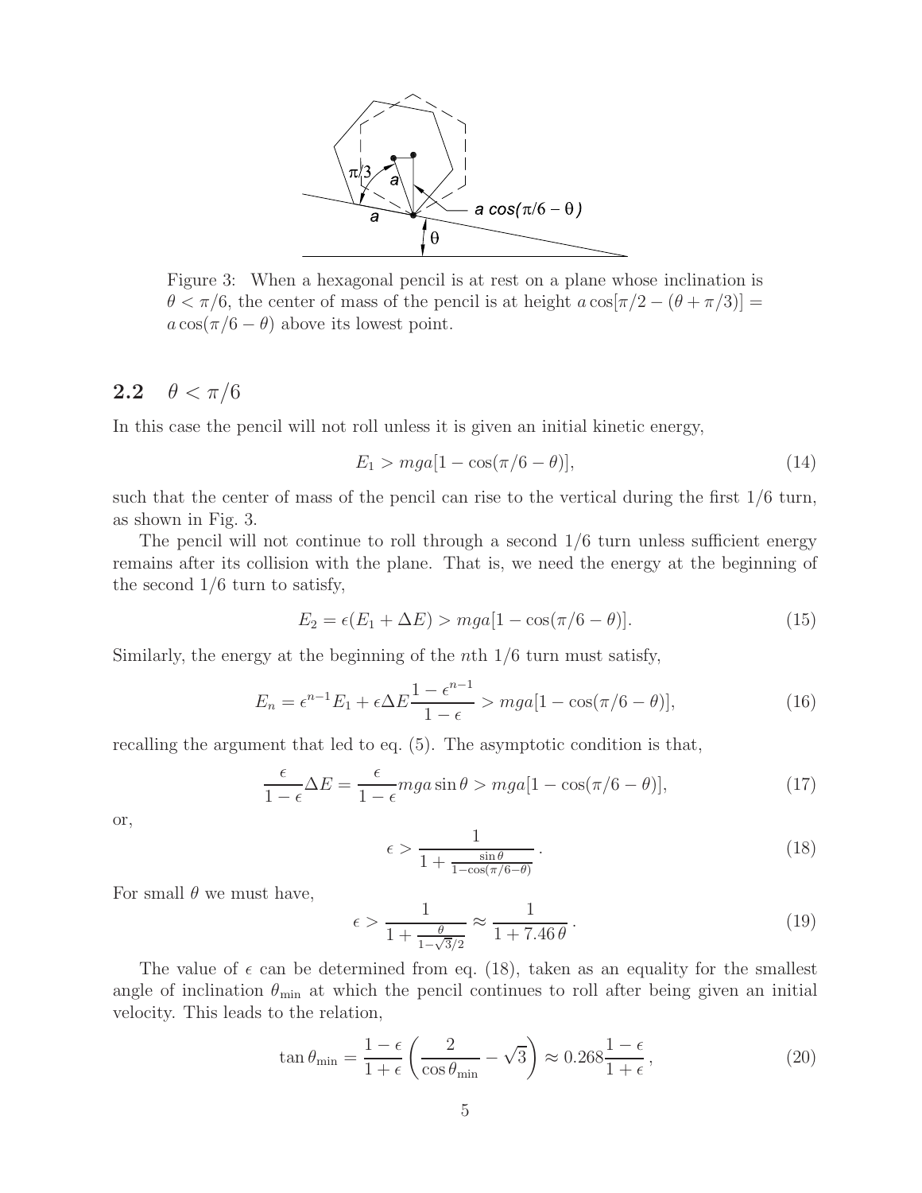Figure 3: When a hexagonal pencil is at rest on a plane whose inclination is $\theta < \pi/6$, the center of mass of the pencil is at height $a\cos[\pi/2 - (\theta + \pi/3)] = a\cos(\pi/6 - \theta)$ above its lowest point.

## 2.2 $\theta < \pi/6$

In this case the pencil will not roll unless it is given an initial kinetic energy,

$$E_1 > mga[1 - \cos(\pi/6 - \theta)], \tag{14}$$

such that the center of mass of the pencil can rise to the vertical during the first 1/6 turn, as shown in Fig. 3.

The pencil will not continue to roll through a second 1/6 turn unless sufficient energy remains after its collision with the plane. That is, we need the energy at the beginning of the second 1/6 turn to satisfy,

$$E_2 = \epsilon(E_1 + \Delta E) > mga[1 - \cos(\pi/6 - \theta)]. \tag{15}$$

Similarly, the energy at the beginning of the $n$th 1/6 turn must satisfy,

$$E_n = \epsilon^{n-1}E_1 + \epsilon\Delta E\frac{1 - \epsilon^{n-1}}{1 - \epsilon} > mga[1 - \cos(\pi/6 - \theta)], \tag{16}$$

recalling the argument that led to eq. (5). The asymptotic condition is that,

$$\frac{\epsilon}{1 - \epsilon}\Delta E = \frac{\epsilon}{1 - \epsilon}mga\sin\theta > mga[1 - \cos(\pi/6 - \theta)], \tag{17}$$

or,

$$\epsilon > \frac{1}{1 + \frac{\sin\theta}{1 - \cos(\pi/6 - \theta)}}. \tag{18}$$

For small $\theta$ we must have,

$$\epsilon > \frac{1}{1 + \frac{\theta}{1 - \sqrt{3}/2}} \approx \frac{1}{1 + 7.46\,\theta}. \tag{19}$$

The value of $\epsilon$ can be determined from eq. (18), taken as an equality for the smallest angle of inclination $\theta_{\rm min}$ at which the pencil continues to roll after being given an initial velocity. This leads to the relation,

$$\tan\theta_{\rm min} = \frac{1 - \epsilon}{1 + \epsilon}\left(\frac{2}{\cos\theta_{\rm min}} - \sqrt{3}\right) \approx 0.268\frac{1 - \epsilon}{1 + \epsilon}, \tag{20}$$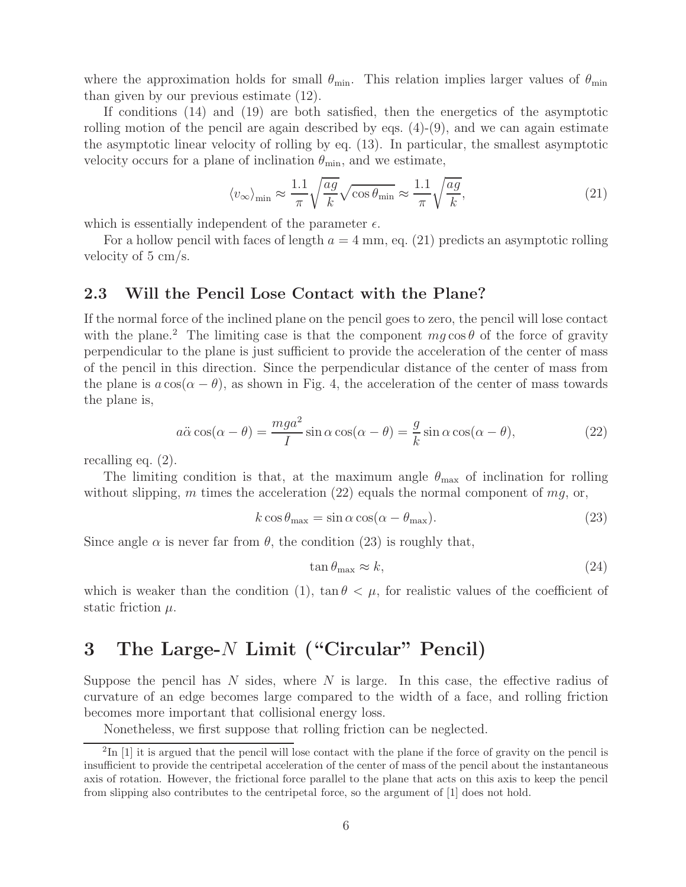where the approximation holds for small $\theta_{\min}$. This relation implies larger values of $\theta_{\min}$ than given by our previous estimate (12).

If conditions (14) and (19) are both satisfied, then the energetics of the asymptotic rolling motion of the pencil are again described by eqs. (4)-(9), and we can again estimate the asymptotic linear velocity of rolling by eq. (13). In particular, the smallest asymptotic velocity occurs for a plane of inclination $\theta_{\min}$, and we estimate,

$$\langle v_\infty \rangle_{\min} \approx \frac{1.1}{\pi} \sqrt{\frac{ag}{k}} \sqrt{\cos\theta_{\min}} \approx \frac{1.1}{\pi} \sqrt{\frac{ag}{k}}, \tag{21}$$

which is essentially independent of the parameter $\epsilon$.

For a hollow pencil with faces of length $a = 4$ mm, eq. (21) predicts an asymptotic rolling velocity of 5 cm/s.

## 2.3 Will the Pencil Lose Contact with the Plane?

If the normal force of the inclined plane on the pencil goes to zero, the pencil will lose contact with the plane.[2] The limiting case is that the component $mg\cos\theta$ of the force of gravity perpendicular to the plane is just sufficient to provide the acceleration of the center of mass of the pencil in this direction. Since the perpendicular distance of the center of mass from the plane is $a\cos(\alpha - \theta)$, as shown in Fig. 4, the acceleration of the center of mass towards the plane is,

$$a\ddot{\alpha}\cos(\alpha - \theta) = \frac{mga^2}{I}\sin\alpha\cos(\alpha - \theta) = \frac{g}{k}\sin\alpha\cos(\alpha - \theta), \tag{22}$$

recalling eq. (2).

The limiting condition is that, at the maximum angle $\theta_{\max}$ of inclination for rolling without slipping, $m$ times the acceleration (22) equals the normal component of $mg$, or,

$$k\cos\theta_{\max} = \sin\alpha\cos(\alpha - \theta_{\max}). \tag{23}$$

Since angle $\alpha$ is never far from $\theta$, the condition (23) is roughly that,

$$\tan\theta_{\max} \approx k, \tag{24}$$

which is weaker than the condition (1), $\tan\theta < \mu$, for realistic values of the coefficient of static friction $\mu$.

# 3 The Large-$N$ Limit ("Circular" Pencil)

Suppose the pencil has $N$ sides, where $N$ is large. In this case, the effective radius of curvature of an edge becomes large compared to the width of a face, and rolling friction becomes more important that collisional energy loss.

Nonetheless, we first suppose that rolling friction can be neglected.

[2] In [1] it is argued that the pencil will lose contact with the plane if the force of gravity on the pencil is insufficient to provide the centripetal acceleration of the center of mass of the pencil about the instantaneous axis of rotation. However, the frictional force parallel to the plane that acts on this axis to keep the pencil from slipping also contributes to the centripetal force, so the argument of [1] does not hold.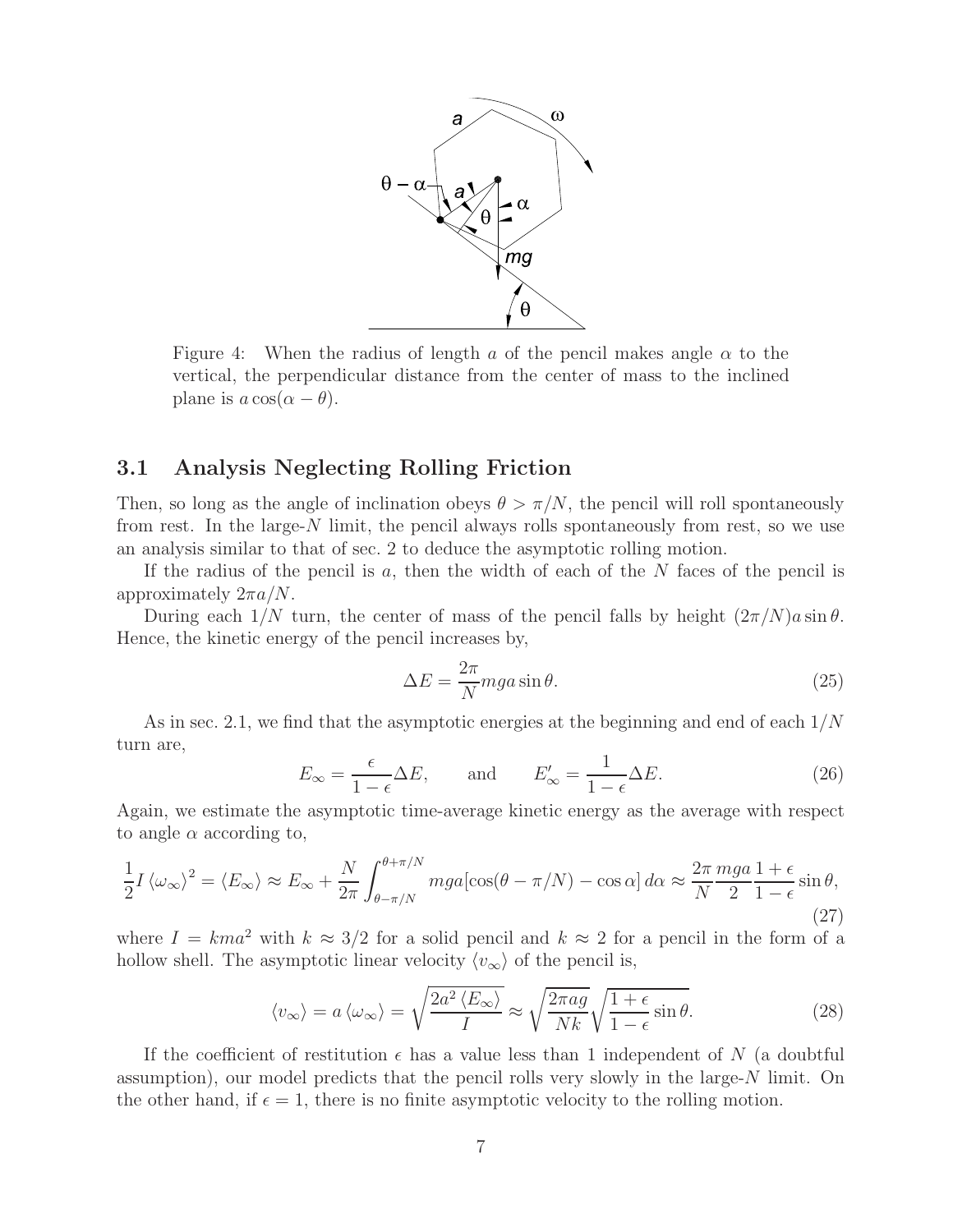Figure 4: When the radius of length $a$ of the pencil makes angle $\alpha$ to the vertical, the perpendicular distance from the center of mass to the inclined plane is $a\cos(\alpha - \theta)$.

### 3.1 Analysis Neglecting Rolling Friction

Then, so long as the angle of inclination obeys $\theta > \pi/N$, the pencil will roll spontaneously from rest. In the large-$N$ limit, the pencil always rolls spontaneously from rest, so we use an analysis similar to that of sec. 2 to deduce the asymptotic rolling motion.

If the radius of the pencil is $a$, then the width of each of the $N$ faces of the pencil is approximately $2\pi a/N$.

During each $1/N$ turn, the center of mass of the pencil falls by height $(2\pi/N)a\sin\theta$. Hence, the kinetic energy of the pencil increases by,

$$\Delta E = \frac{2\pi}{N} mga \sin\theta. \tag{25}$$

As in sec. 2.1, we find that the asymptotic energies at the beginning and end of each $1/N$ turn are,

$$E_\infty = \frac{\epsilon}{1-\epsilon}\Delta E, \qquad \text{and} \qquad E'_\infty = \frac{1}{1-\epsilon}\Delta E. \tag{26}$$

Again, we estimate the asymptotic time-average kinetic energy as the average with respect to angle $\alpha$ according to,

$$\frac{1}{2}I\langle\omega_\infty\rangle^2 = \langle E_\infty\rangle \approx E_\infty + \frac{N}{2\pi}\int_{\theta-\pi/N}^{\theta+\pi/N} mga[\cos(\theta - \pi/N) - \cos\alpha]\, d\alpha \approx \frac{2\pi}{N}\frac{mga}{2}\frac{1+\epsilon}{1-\epsilon}\sin\theta, \tag{27}$$

where $I = kma^2$ with $k \approx 3/2$ for a solid pencil and $k \approx 2$ for a pencil in the form of a hollow shell. The asymptotic linear velocity $\langle v_\infty\rangle$ of the pencil is,

$$\langle v_\infty\rangle = a\langle\omega_\infty\rangle = \sqrt{\frac{2a^2\langle E_\infty\rangle}{I}} \approx \sqrt{\frac{2\pi ag}{Nk}}\sqrt{\frac{1+\epsilon}{1-\epsilon}\sin\theta}. \tag{28}$$

If the coefficient of restitution $\epsilon$ has a value less than 1 independent of $N$ (a doubtful assumption), our model predicts that the pencil rolls very slowly in the large-$N$ limit. On the other hand, if $\epsilon = 1$, there is no finite asymptotic velocity to the rolling motion.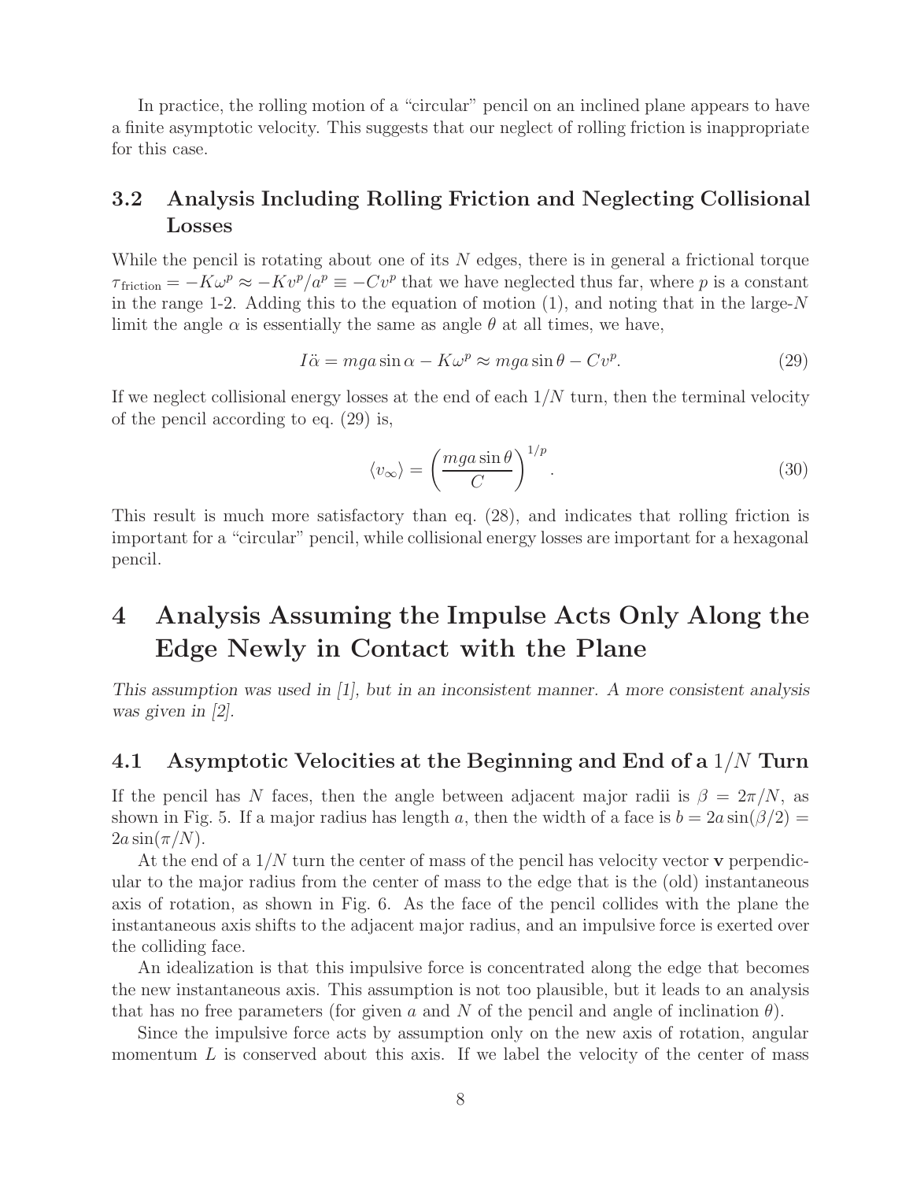In practice, the rolling motion of a "circular" pencil on an inclined plane appears to have a finite asymptotic velocity. This suggests that our neglect of rolling friction is inappropriate for this case.

### 3.2 Analysis Including Rolling Friction and Neglecting Collisional Losses

While the pencil is rotating about one of its $N$ edges, there is in general a frictional torque $\tau_{\rm friction} = -K\omega^p \approx -Kv^p/a^p \equiv -Cv^p$ that we have neglected thus far, where $p$ is a constant in the range 1-2. Adding this to the equation of motion (1), and noting that in the large-$N$ limit the angle $\alpha$ is essentially the same as angle $\theta$ at all times, we have,

$$I\ddot{\alpha} = mga\sin\alpha - K\omega^p \approx mga\sin\theta - Cv^p. \tag{29}$$

If we neglect collisional energy losses at the end of each $1/N$ turn, then the terminal velocity of the pencil according to eq. (29) is,

$$\langle v_\infty \rangle = \left(\frac{mga\sin\theta}{C}\right)^{1/p}. \tag{30}$$

This result is much more satisfactory than eq. (28), and indicates that rolling friction is important for a "circular" pencil, while collisional energy losses are important for a hexagonal pencil.

## 4 Analysis Assuming the Impulse Acts Only Along the Edge Newly in Contact with the Plane

*This assumption was used in [1], but in an inconsistent manner. A more consistent analysis was given in [2].*

### 4.1 Asymptotic Velocities at the Beginning and End of a $1/N$ Turn

If the pencil has $N$ faces, then the angle between adjacent major radii is $\beta = 2\pi/N$, as shown in Fig. 5. If a major radius has length $a$, then the width of a face is $b = 2a\sin(\beta/2) = 2a\sin(\pi/N)$.

At the end of a $1/N$ turn the center of mass of the pencil has velocity vector $\mathbf{v}$ perpendicular to the major radius from the center of mass to the edge that is the (old) instantaneous axis of rotation, as shown in Fig. 6. As the face of the pencil collides with the plane the instantaneous axis shifts to the adjacent major radius, and an impulsive force is exerted over the colliding face.

An idealization is that this impulsive force is concentrated along the edge that becomes the new instantaneous axis. This assumption is not too plausible, but it leads to an analysis that has no free parameters (for given $a$ and $N$ of the pencil and angle of inclination $\theta$).

Since the impulsive force acts by assumption only on the new axis of rotation, angular momentum $L$ is conserved about this axis. If we label the velocity of the center of mass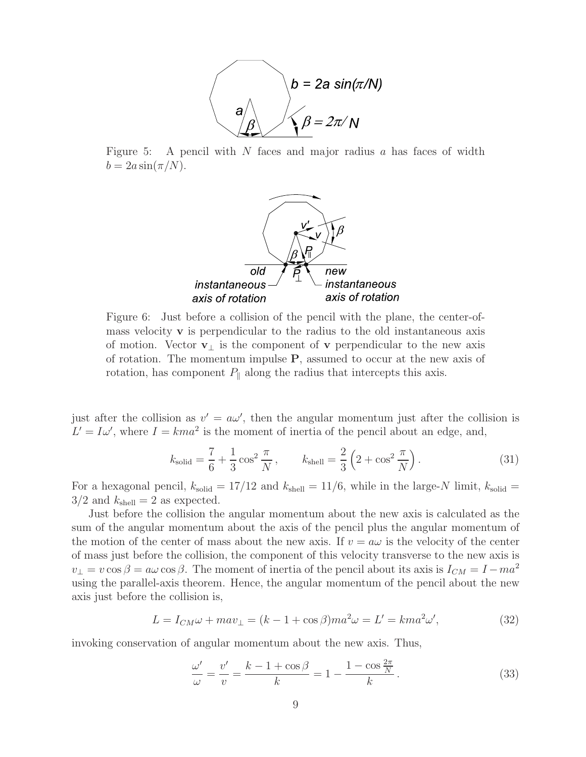Figure 5: A pencil with $N$ faces and major radius $a$ has faces of width $b = 2a\sin(\pi/N)$.

Figure 6: Just before a collision of the pencil with the plane, the center-of-mass velocity $\mathbf{v}$ is perpendicular to the radius to the old instantaneous axis of motion. Vector $\mathbf{v}_\perp$ is the component of $\mathbf{v}$ perpendicular to the new axis of rotation. The momentum impulse $\mathbf{P}$, assumed to occur at the new axis of rotation, has component $P_\parallel$ along the radius that intercepts this axis.

just after the collision as $v' = a\omega'$, then the angular momentum just after the collision is $L' = I\omega'$, where $I = kma^2$ is the moment of inertia of the pencil about an edge, and,

$$k_{\rm solid} = \frac{7}{6} + \frac{1}{3}\cos^2\frac{\pi}{N}, \qquad k_{\rm shell} = \frac{2}{3}\left(2 + \cos^2\frac{\pi}{N}\right). \tag{31}$$

For a hexagonal pencil, $k_{\rm solid} = 17/12$ and $k_{\rm shell} = 11/6$, while in the large-$N$ limit, $k_{\rm solid} = 3/2$ and $k_{\rm shell} = 2$ as expected.

Just before the collision the angular momentum about the new axis is calculated as the sum of the angular momentum about the axis of the pencil plus the angular momentum of the motion of the center of mass about the new axis. If $v = a\omega$ is the velocity of the center of mass just before the collision, the component of this velocity transverse to the new axis is $v_\perp = v\cos\beta = a\omega\cos\beta$. The moment of inertia of the pencil about its axis is $I_{CM} = I - ma^2$ using the parallel-axis theorem. Hence, the angular momentum of the pencil about the new axis just before the collision is,

$$L = I_{CM}\omega + mav_\perp = (k - 1 + \cos\beta)ma^2\omega = L' = kma^2\omega', \tag{32}$$

invoking conservation of angular momentum about the new axis. Thus,

$$\frac{\omega'}{\omega} = \frac{v'}{v} = \frac{k - 1 + \cos\beta}{k} = 1 - \frac{1 - \cos\frac{2\pi}{N}}{k}. \tag{33}$$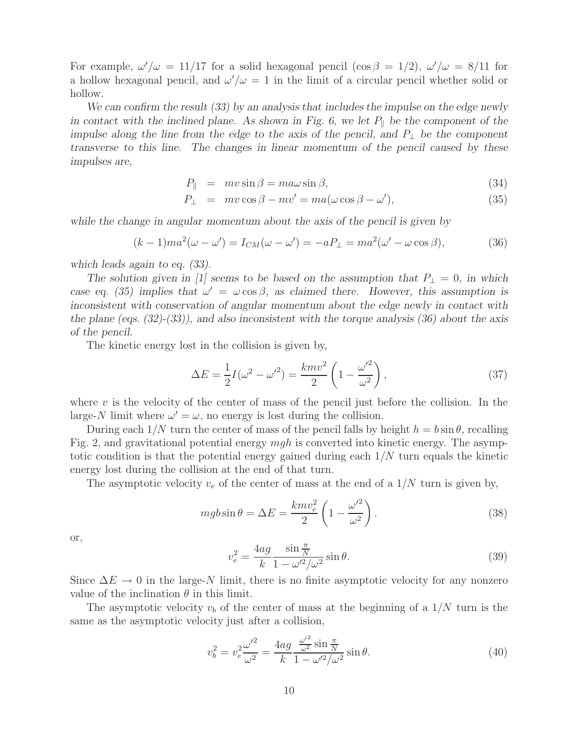For example, $\omega'/\omega = 11/17$ for a solid hexagonal pencil ($\cos\beta = 1/2$), $\omega'/\omega = 8/11$ for a hollow hexagonal pencil, and $\omega'/\omega = 1$ in the limit of a circular pencil whether solid or hollow.

*We can confirm the result (33) by an analysis that includes the impulse on the edge newly in contact with the inclined plane. As shown in Fig. 6, we let $P_\parallel$ be the component of the impulse along the line from the edge to the axis of the pencil, and $P_\perp$ be the component transverse to this line. The changes in linear momentum of the pencil caused by these impulses are,*

$$P_\parallel = mv \sin\beta = ma\omega \sin\beta, \tag{34}$$

$$P_\perp = mv \cos\beta - mv' = ma(\omega \cos\beta - \omega'), \tag{35}$$

*while the change in angular momentum about the axis of the pencil is given by*

$$(k-1)ma^2(\omega - \omega') = I_{CM}(\omega - \omega') = -aP_\perp = ma^2(\omega' - \omega\cos\beta), \tag{36}$$

*which leads again to eq. (33).*

*The solution given in [1] seems to be based on the assumption that $P_\perp = 0$, in which case eq. (35) implies that $\omega' = \omega\cos\beta$, as claimed there. However, this assumption is inconsistent with conservation of angular momentum about the edge newly in contact with the plane (eqs. (32)-(33)), and also inconsistent with the torque analysis (36) about the axis of the pencil.*

The kinetic energy lost in the collision is given by,

$$\Delta E = \frac{1}{2} I(\omega^2 - {\omega'}^2) = \frac{kmv^2}{2}\left(1 - \frac{{\omega'}^2}{\omega^2}\right), \tag{37}$$

where $v$ is the velocity of the center of mass of the pencil just before the collision. In the large-$N$ limit where $\omega' = \omega$, no energy is lost during the collision.

During each $1/N$ turn the center of mass of the pencil falls by height $h = b\sin\theta$, recalling Fig. 2, and gravitational potential energy $mgh$ is converted into kinetic energy. The asymptotic condition is that the potential energy gained during each $1/N$ turn equals the kinetic energy lost during the collision at the end of that turn.

The asymptotic velocity $v_e$ of the center of mass at the end of a $1/N$ turn is given by,

$$mgb\sin\theta = \Delta E = \frac{kmv_e^2}{2}\left(1 - \frac{{\omega'}^2}{\omega^2}\right). \tag{38}$$

or,

$$v_e^2 = \frac{4ag}{k}\frac{\sin\frac{\pi}{N}}{1 - {\omega'}^2/\omega^2}\sin\theta. \tag{39}$$

Since $\Delta E \to 0$ in the large-$N$ limit, there is no finite asymptotic velocity for any nonzero value of the inclination $\theta$ in this limit.

The asymptotic velocity $v_b$ of the center of mass at the beginning of a $1/N$ turn is the same as the asymptotic velocity just after a collision,

$$v_b^2 = v_e^2\frac{{\omega'}^2}{\omega^2} = \frac{4ag}{k}\frac{\frac{{\omega'}^2}{\omega^2}\sin\frac{\pi}{N}}{1 - {\omega'}^2/\omega^2}\sin\theta. \tag{40}$$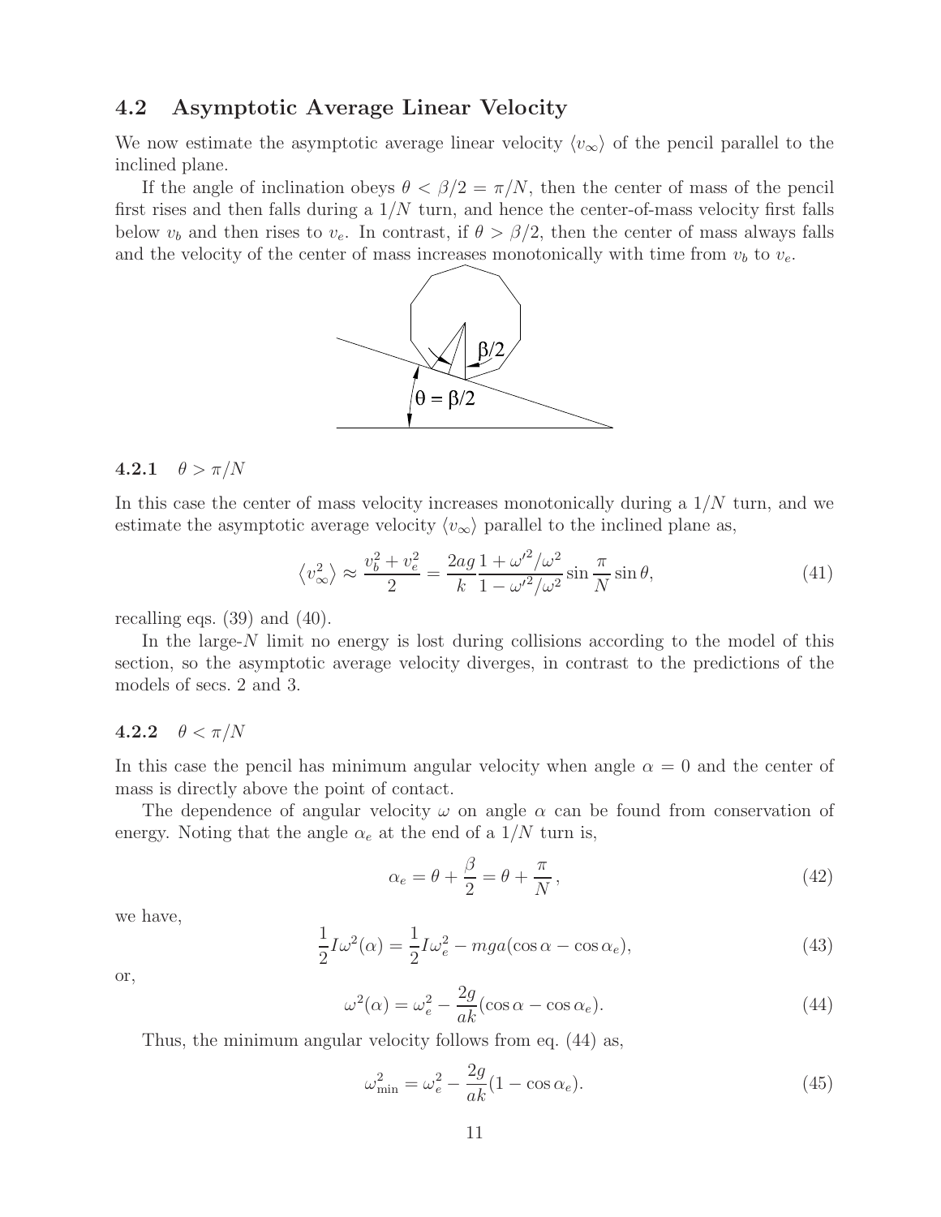### 4.2 Asymptotic Average Linear Velocity

We now estimate the asymptotic average linear velocity $\langle v_\infty \rangle$ of the pencil parallel to the inclined plane.

If the angle of inclination obeys $\theta < \beta/2 = \pi/N$, then the center of mass of the pencil first rises and then falls during a $1/N$ turn, and hence the center-of-mass velocity first falls below $v_b$ and then rises to $v_e$. In contrast, if $\theta > \beta/2$, then the center of mass always falls and the velocity of the center of mass increases monotonically with time from $v_b$ to $v_e$.

#### 4.2.1 $\theta > \pi/N$

In this case the center of mass velocity increases monotonically during a $1/N$ turn, and we estimate the asymptotic average velocity $\langle v_\infty \rangle$ parallel to the inclined plane as,

$$\langle v_\infty^2 \rangle \approx \frac{v_b^2 + v_e^2}{2} = \frac{2ag}{k} \frac{1 + \omega'^2/\omega^2}{1 - \omega'^2/\omega^2} \sin\frac{\pi}{N} \sin\theta, \tag{41}$$

recalling eqs. (39) and (40).

In the large-$N$ limit no energy is lost during collisions according to the model of this section, so the asymptotic average velocity diverges, in contrast to the predictions of the models of secs. 2 and 3.

#### 4.2.2 $\theta < \pi/N$

In this case the pencil has minimum angular velocity when angle $\alpha = 0$ and the center of mass is directly above the point of contact.

The dependence of angular velocity $\omega$ on angle $\alpha$ can be found from conservation of energy. Noting that the angle $\alpha_e$ at the end of a $1/N$ turn is,

$$\alpha_e = \theta + \frac{\beta}{2} = \theta + \frac{\pi}{N}, \tag{42}$$

we have,

$$\frac{1}{2} I \omega^2(\alpha) = \frac{1}{2} I \omega_e^2 - mga(\cos\alpha - \cos\alpha_e), \tag{43}$$

or,

$$\omega^2(\alpha) = \omega_e^2 - \frac{2g}{ak}(\cos\alpha - \cos\alpha_e). \tag{44}$$

Thus, the minimum angular velocity follows from eq. (44) as,

$$\omega_{\min}^2 = \omega_e^2 - \frac{2g}{ak}(1 - \cos\alpha_e). \tag{45}$$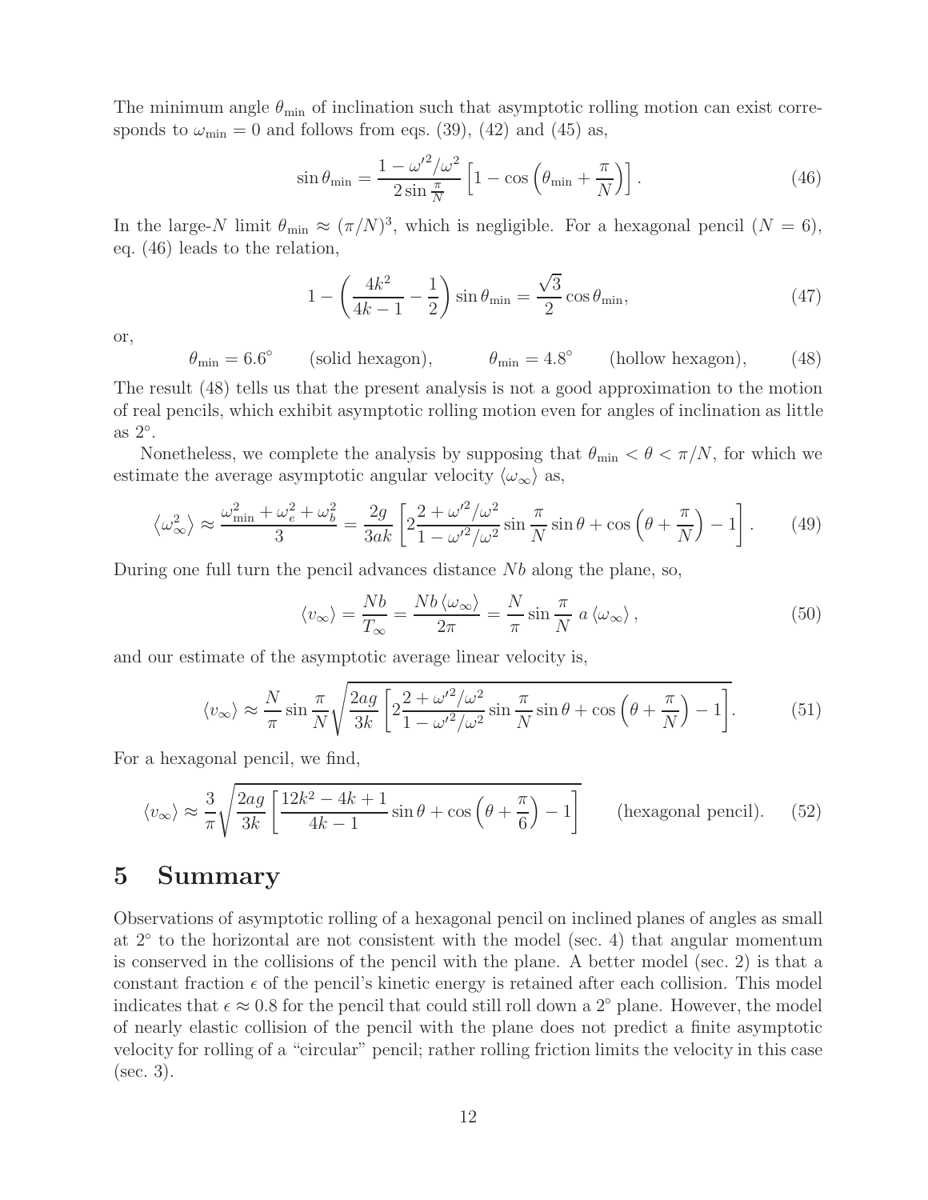The minimum angle $\theta_{\min}$ of inclination such that asymptotic rolling motion can exist corresponds to $\omega_{\min} = 0$ and follows from eqs. (39), (42) and (45) as,

$$\sin\theta_{\min} = \frac{1 - \omega'^2/\omega^2}{2\sin\frac{\pi}{N}} \left[1 - \cos\left(\theta_{\min} + \frac{\pi}{N}\right)\right]. \tag{46}$$

In the large-$N$ limit $\theta_{\min} \approx (\pi/N)^3$, which is negligible. For a hexagonal pencil ($N = 6$), eq. (46) leads to the relation,

$$1 - \left(\frac{4k^2}{4k-1} - \frac{1}{2}\right)\sin\theta_{\min} = \frac{\sqrt{3}}{2}\cos\theta_{\min}, \tag{47}$$

or,

$$\theta_{\min} = 6.6^\circ \qquad \text{(solid hexagon)}, \qquad\qquad \theta_{\min} = 4.8^\circ \qquad \text{(hollow hexagon)}, \tag{48}$$

The result (48) tells us that the present analysis is not a good approximation to the motion of real pencils, which exhibit asymptotic rolling motion even for angles of inclination as little as $2^\circ$.

Nonetheless, we complete the analysis by supposing that $\theta_{\min} < \theta < \pi/N$, for which we estimate the average asymptotic angular velocity $\langle\omega_\infty\rangle$ as,

$$\left\langle\omega_\infty^2\right\rangle \approx \frac{\omega_{\min}^2 + \omega_e^2 + \omega_b^2}{3} = \frac{2g}{3ak}\left[2\frac{2 + \omega'^2/\omega^2}{1 - \omega'^2/\omega^2}\sin\frac{\pi}{N}\sin\theta + \cos\left(\theta + \frac{\pi}{N}\right) - 1\right]. \tag{49}$$

During one full turn the pencil advances distance $Nb$ along the plane, so,

$$\langle v_\infty\rangle = \frac{Nb}{T_\infty} = \frac{Nb\,\langle\omega_\infty\rangle}{2\pi} = \frac{N}{\pi}\sin\frac{\pi}{N}\; a\,\langle\omega_\infty\rangle\,, \tag{50}$$

and our estimate of the asymptotic average linear velocity is,

$$\langle v_\infty\rangle \approx \frac{N}{\pi}\sin\frac{\pi}{N}\sqrt{\frac{2ag}{3k}\left[2\frac{2 + \omega'^2/\omega^2}{1 - \omega'^2/\omega^2}\sin\frac{\pi}{N}\sin\theta + \cos\left(\theta + \frac{\pi}{N}\right) - 1\right]}. \tag{51}$$

For a hexagonal pencil, we find,

$$\langle v_\infty\rangle \approx \frac{3}{\pi}\sqrt{\frac{2ag}{3k}\left[\frac{12k^2 - 4k + 1}{4k-1}\sin\theta + \cos\left(\theta + \frac{\pi}{6}\right) - 1\right]} \qquad \text{(hexagonal pencil)}. \tag{52}$$

# 5 Summary

Observations of asymptotic rolling of a hexagonal pencil on inclined planes of angles as small at $2^\circ$ to the horizontal are not consistent with the model (sec. 4) that angular momentum is conserved in the collisions of the pencil with the plane. A better model (sec. 2) is that a constant fraction $\epsilon$ of the pencil's kinetic energy is retained after each collision. This model indicates that $\epsilon \approx 0.8$ for the pencil that could still roll down a $2^\circ$ plane. However, the model of nearly elastic collision of the pencil with the plane does not predict a finite asymptotic velocity for rolling of a "circular" pencil; rather rolling friction limits the velocity in this case (sec. 3).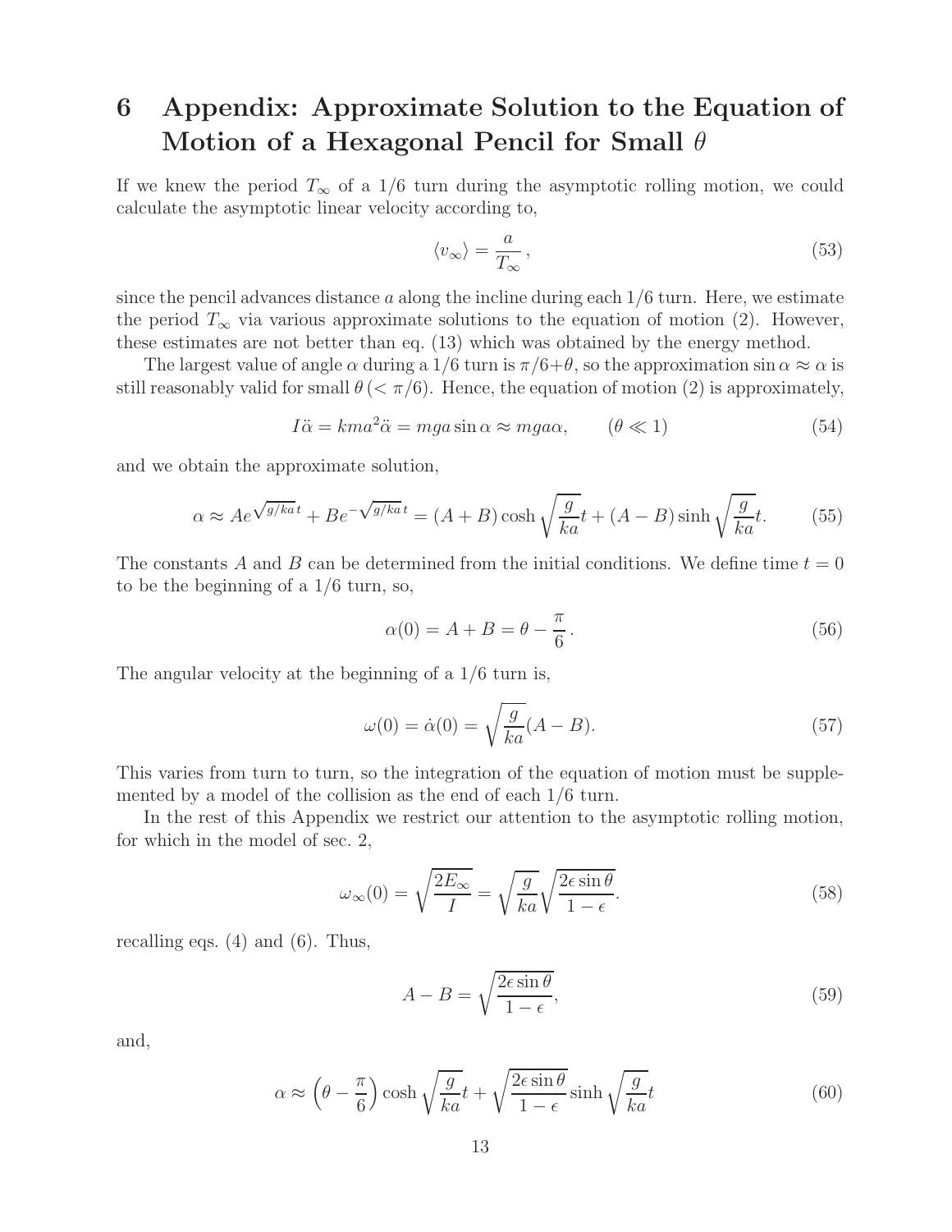# 6 Appendix: Approximate Solution to the Equation of Motion of a Hexagonal Pencil for Small $\theta$

If we knew the period $T_\infty$ of a 1/6 turn during the asymptotic rolling motion, we could calculate the asymptotic linear velocity according to,

$$\langle v_\infty \rangle = \frac{a}{T_\infty}\,, \tag{53}$$

since the pencil advances distance $a$ along the incline during each 1/6 turn. Here, we estimate the period $T_\infty$ via various approximate solutions to the equation of motion (2). However, these estimates are not better than eq. (13) which was obtained by the energy method.

The largest value of angle $\alpha$ during a 1/6 turn is $\pi/6+\theta$, so the approximation $\sin\alpha \approx \alpha$ is still reasonably valid for small $\theta$ ($< \pi/6$). Hence, the equation of motion (2) is approximately,

$$I\ddot{\alpha} = kma^2\ddot{\alpha} = mga\sin\alpha \approx mga\alpha, \qquad (\theta \ll 1) \tag{54}$$

and we obtain the approximate solution,

$$\alpha \approx Ae^{\sqrt{g/ka}\,t} + Be^{-\sqrt{g/ka}\,t} = (A+B)\cosh\sqrt{\frac{g}{ka}}t + (A-B)\sinh\sqrt{\frac{g}{ka}}t. \tag{55}$$

The constants $A$ and $B$ can be determined from the initial conditions. We define time $t=0$ to be the beginning of a 1/6 turn, so,

$$\alpha(0) = A + B = \theta - \frac{\pi}{6}\,. \tag{56}$$

The angular velocity at the beginning of a 1/6 turn is,

$$\omega(0) = \dot{\alpha}(0) = \sqrt{\frac{g}{ka}}(A-B). \tag{57}$$

This varies from turn to turn, so the integration of the equation of motion must be supplemented by a model of the collision as the end of each 1/6 turn.

In the rest of this Appendix we restrict our attention to the asymptotic rolling motion, for which in the model of sec. 2,

$$\omega_\infty(0) = \sqrt{\frac{2E_\infty}{I}} = \sqrt{\frac{g}{ka}}\sqrt{\frac{2\epsilon\sin\theta}{1-\epsilon}}. \tag{58}$$

recalling eqs. (4) and (6). Thus,

$$A - B = \sqrt{\frac{2\epsilon\sin\theta}{1-\epsilon}}, \tag{59}$$

and,

$$\alpha \approx \left(\theta - \frac{\pi}{6}\right)\cosh\sqrt{\frac{g}{ka}}t + \sqrt{\frac{2\epsilon\sin\theta}{1-\epsilon}}\sinh\sqrt{\frac{g}{ka}}t \tag{60}$$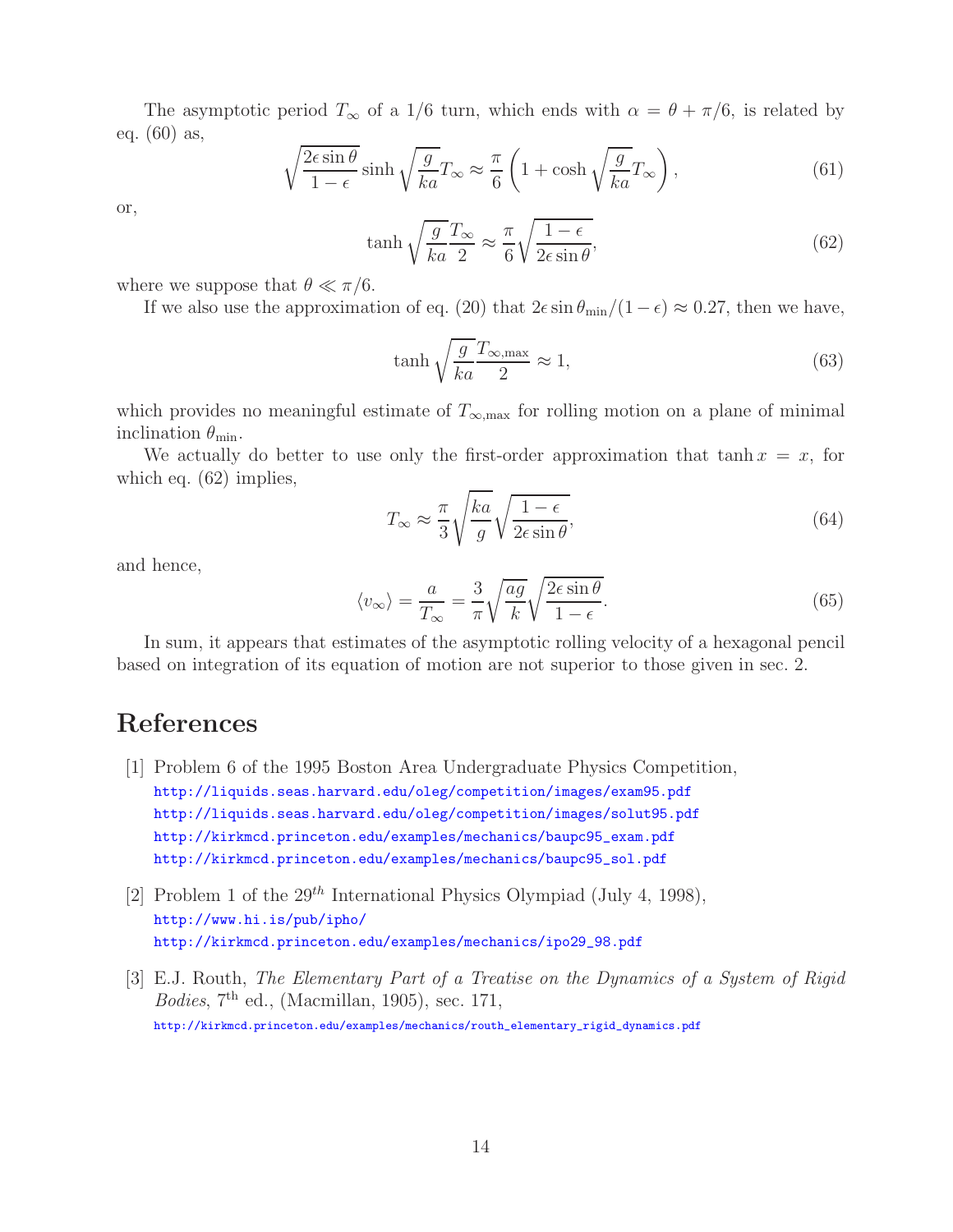The asymptotic period $T_\infty$ of a 1/6 turn, which ends with $\alpha = \theta + \pi/6$, is related by eq. (60) as,

$$\sqrt{\frac{2\epsilon\sin\theta}{1-\epsilon}}\sinh\sqrt{\frac{g}{ka}}T_\infty \approx \frac{\pi}{6}\left(1 + \cosh\sqrt{\frac{g}{ka}}T_\infty\right), \tag{61}$$

or,

$$\tanh\sqrt{\frac{g}{ka}}\frac{T_\infty}{2} \approx \frac{\pi}{6}\sqrt{\frac{1-\epsilon}{2\epsilon\sin\theta}}, \tag{62}$$

where we suppose that $\theta \ll \pi/6$.

If we also use the approximation of eq. (20) that $2\epsilon\sin\theta_{\rm min}/(1-\epsilon) \approx 0.27$, then we have,

$$\tanh\sqrt{\frac{g}{ka}}\frac{T_{\infty,\rm max}}{2} \approx 1, \tag{63}$$

which provides no meaningful estimate of $T_{\infty,\rm max}$ for rolling motion on a plane of minimal inclination $\theta_{\rm min}$.

We actually do better to use only the first-order approximation that $\tanh x = x$, for which eq. (62) implies,

$$T_\infty \approx \frac{\pi}{3}\sqrt{\frac{ka}{g}}\sqrt{\frac{1-\epsilon}{2\epsilon\sin\theta}}, \tag{64}$$

and hence,

$$\langle v_\infty\rangle = \frac{a}{T_\infty} = \frac{3}{\pi}\sqrt{\frac{ag}{k}}\sqrt{\frac{2\epsilon\sin\theta}{1-\epsilon}}. \tag{65}$$

In sum, it appears that estimates of the asymptotic rolling velocity of a hexagonal pencil based on integration of its equation of motion are not superior to those given in sec. 2.

# References

[1] Problem 6 of the 1995 Boston Area Undergraduate Physics Competition,
http://liquids.seas.harvard.edu/oleg/competition/images/exam95.pdf
http://liquids.seas.harvard.edu/oleg/competition/images/solut95.pdf
http://kirkmcd.princeton.edu/examples/mechanics/baupc95_exam.pdf
http://kirkmcd.princeton.edu/examples/mechanics/baupc95_sol.pdf

[2] Problem 1 of the $29^{th}$ International Physics Olympiad (July 4, 1998),
http://www.hi.is/pub/ipho/
http://kirkmcd.princeton.edu/examples/mechanics/ipo29_98.pdf

[3] E.J. Routh, *The Elementary Part of a Treatise on the Dynamics of a System of Rigid Bodies*, $7^{\rm th}$ ed., (Macmillan, 1905), sec. 171,
http://kirkmcd.princeton.edu/examples/mechanics/routh_elementary_rigid_dynamics.pdf